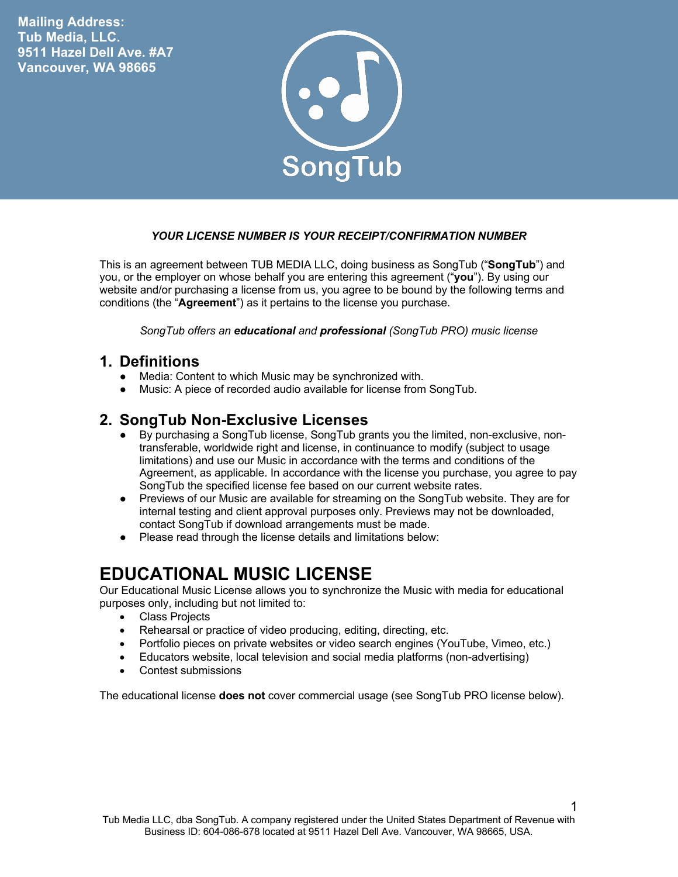Mailing Address:
Tub Media, LLC.
9511 Hazel Dell Ave. #A7
Vancouver, WA 98665

SongTub

***YOUR LICENSE NUMBER IS YOUR RECEIPT/CONFIRMATION NUMBER***

This is an agreement between TUB MEDIA LLC, doing business as SongTub ("**SongTub**") and you, or the employer on whose behalf you are entering this agreement ("**you**"). By using our website and/or purchasing a license from us, you agree to be bound by the following terms and conditions (the "**Agreement**") as it pertains to the license you purchase.

*SongTub offers an **educational** and **professional** (SongTub PRO) music license*

## 1. Definitions

- Media: Content to which Music may be synchronized with.
- Music: A piece of recorded audio available for license from SongTub.

## 2. SongTub Non-Exclusive Licenses

- By purchasing a SongTub license, SongTub grants you the limited, non-exclusive, non-transferable, worldwide right and license, in continuance to modify (subject to usage limitations) and use our Music in accordance with the terms and conditions of the Agreement, as applicable. In accordance with the license you purchase, you agree to pay SongTub the specified license fee based on our current website rates.
- Previews of our Music are available for streaming on the SongTub website. They are for internal testing and client approval purposes only. Previews may not be downloaded, contact SongTub if download arrangements must be made.
- Please read through the license details and limitations below:

# EDUCATIONAL MUSIC LICENSE

Our Educational Music License allows you to synchronize the Music with media for educational purposes only, including but not limited to:

- Class Projects
- Rehearsal or practice of video producing, editing, directing, etc.
- Portfolio pieces on private websites or video search engines (YouTube, Vimeo, etc.)
- Educators website, local television and social media platforms (non-advertising)
- Contest submissions

The educational license **does not** cover commercial usage (see SongTub PRO license below).

Tub Media LLC, dba SongTub. A company registered under the United States Department of Revenue with Business ID: 604-086-678 located at 9511 Hazel Dell Ave. Vancouver, WA 98665, USA.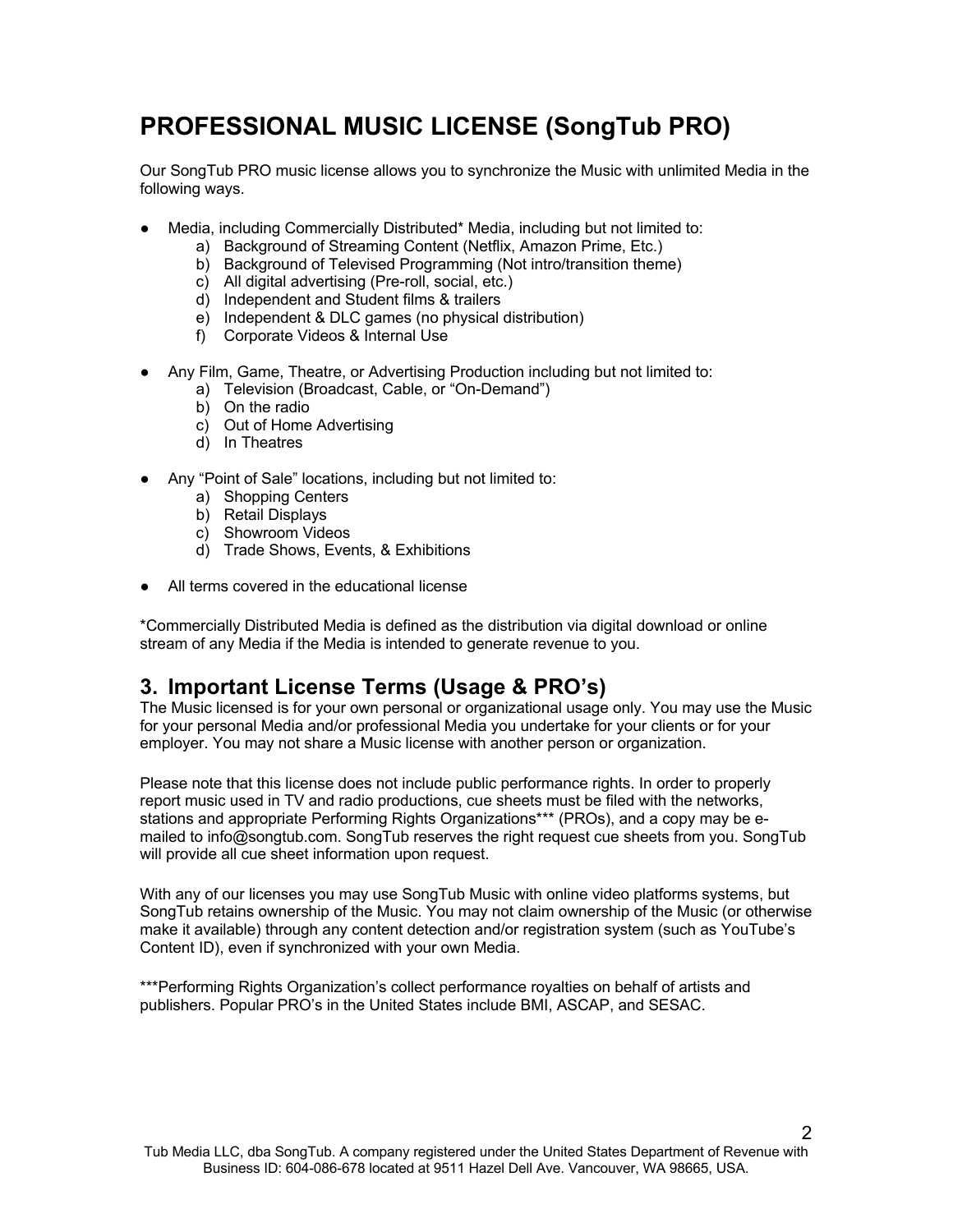# PROFESSIONAL MUSIC LICENSE (SongTub PRO)

Our SongTub PRO music license allows you to synchronize the Music with unlimited Media in the following ways.

- Media, including Commercially Distributed* Media, including but not limited to:
  a) Background of Streaming Content (Netflix, Amazon Prime, Etc.)
  b) Background of Televised Programming (Not intro/transition theme)
  c) All digital advertising (Pre-roll, social, etc.)
  d) Independent and Student films & trailers
  e) Independent & DLC games (no physical distribution)
  f) Corporate Videos & Internal Use

- Any Film, Game, Theatre, or Advertising Production including but not limited to:
  a) Television (Broadcast, Cable, or "On-Demand")
  b) On the radio
  c) Out of Home Advertising
  d) In Theatres

- Any "Point of Sale" locations, including but not limited to:
  a) Shopping Centers
  b) Retail Displays
  c) Showroom Videos
  d) Trade Shows, Events, & Exhibitions

- All terms covered in the educational license

*Commercially Distributed Media is defined as the distribution via digital download or online stream of any Media if the Media is intended to generate revenue to you.

## 3. Important License Terms (Usage & PRO's)

The Music licensed is for your own personal or organizational usage only. You may use the Music for your personal Media and/or professional Media you undertake for your clients or for your employer. You may not share a Music license with another person or organization.

Please note that this license does not include public performance rights. In order to properly report music used in TV and radio productions, cue sheets must be filed with the networks, stations and appropriate Performing Rights Organizations*** (PROs), and a copy may be e-mailed to info@songtub.com. SongTub reserves the right request cue sheets from you. SongTub will provide all cue sheet information upon request.

With any of our licenses you may use SongTub Music with online video platforms systems, but SongTub retains ownership of the Music. You may not claim ownership of the Music (or otherwise make it available) through any content detection and/or registration system (such as YouTube's Content ID), even if synchronized with your own Media.

***Performing Rights Organization's collect performance royalties on behalf of artists and publishers. Popular PRO's in the United States include BMI, ASCAP, and SESAC.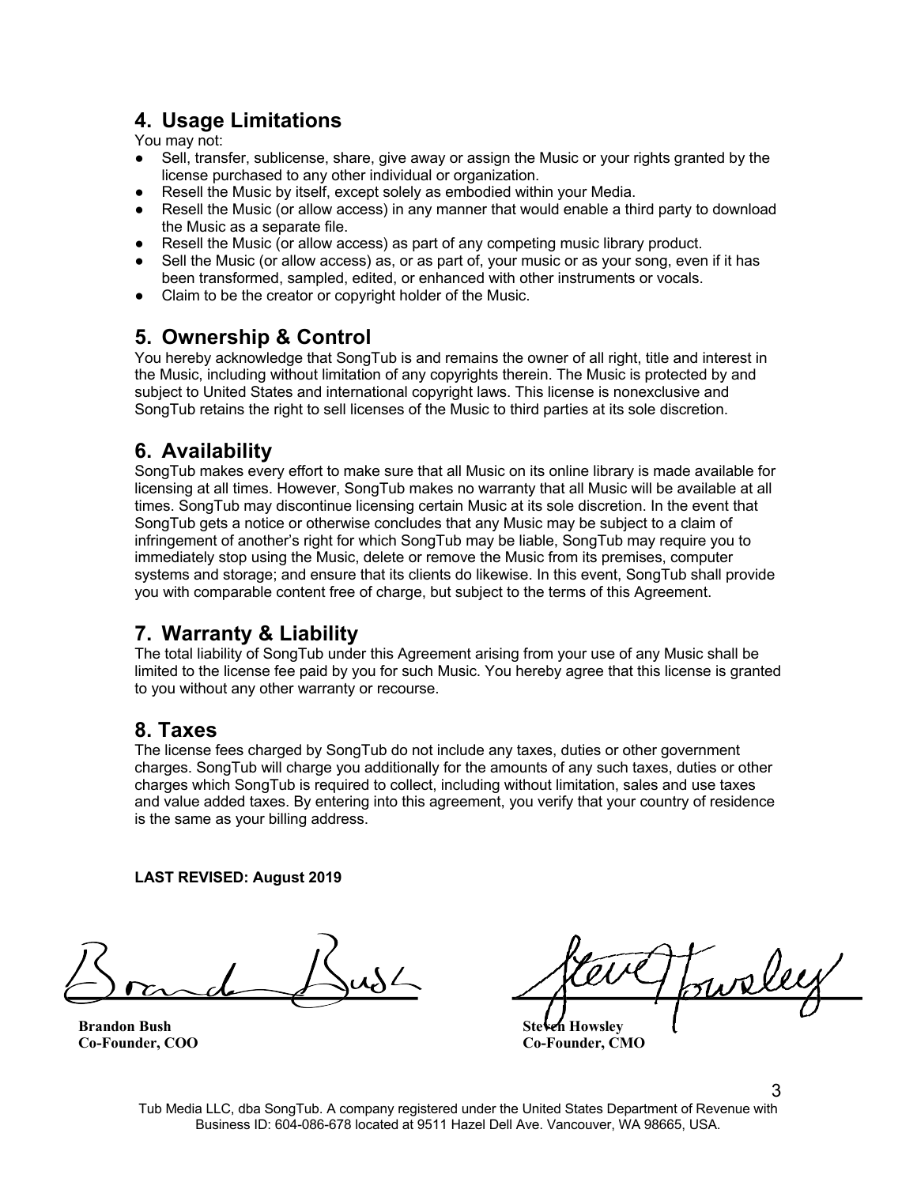## 4. Usage Limitations

You may not:

- Sell, transfer, sublicense, share, give away or assign the Music or your rights granted by the license purchased to any other individual or organization.
- Resell the Music by itself, except solely as embodied within your Media.
- Resell the Music (or allow access) in any manner that would enable a third party to download the Music as a separate file.
- Resell the Music (or allow access) as part of any competing music library product.
- Sell the Music (or allow access) as, or as part of, your music or as your song, even if it has been transformed, sampled, edited, or enhanced with other instruments or vocals.
- Claim to be the creator or copyright holder of the Music.

## 5. Ownership & Control

You hereby acknowledge that SongTub is and remains the owner of all right, title and interest in the Music, including without limitation of any copyrights therein. The Music is protected by and subject to United States and international copyright laws. This license is nonexclusive and SongTub retains the right to sell licenses of the Music to third parties at its sole discretion.

## 6. Availability

SongTub makes every effort to make sure that all Music on its online library is made available for licensing at all times. However, SongTub makes no warranty that all Music will be available at all times. SongTub may discontinue licensing certain Music at its sole discretion. In the event that SongTub gets a notice or otherwise concludes that any Music may be subject to a claim of infringement of another's right for which SongTub may be liable, SongTub may require you to immediately stop using the Music, delete or remove the Music from its premises, computer systems and storage; and ensure that its clients do likewise. In this event, SongTub shall provide you with comparable content free of charge, but subject to the terms of this Agreement.

## 7. Warranty & Liability

The total liability of SongTub under this Agreement arising from your use of any Music shall be limited to the license fee paid by you for such Music. You hereby agree that this license is granted to you without any other warranty or recourse.

## 8. Taxes

The license fees charged by SongTub do not include any taxes, duties or other government charges. SongTub will charge you additionally for the amounts of any such taxes, duties or other charges which SongTub is required to collect, including without limitation, sales and use taxes and value added taxes. By entering into this agreement, you verify that your country of residence is the same as your billing address.

**LAST REVISED: August 2019**

**Brandon Bush**
**Co-Founder, COO**

**Steven Howsley**
**Co-Founder, CMO**

Tub Media LLC, dba SongTub. A company registered under the United States Department of Revenue with Business ID: 604-086-678 located at 9511 Hazel Dell Ave. Vancouver, WA 98665, USA.